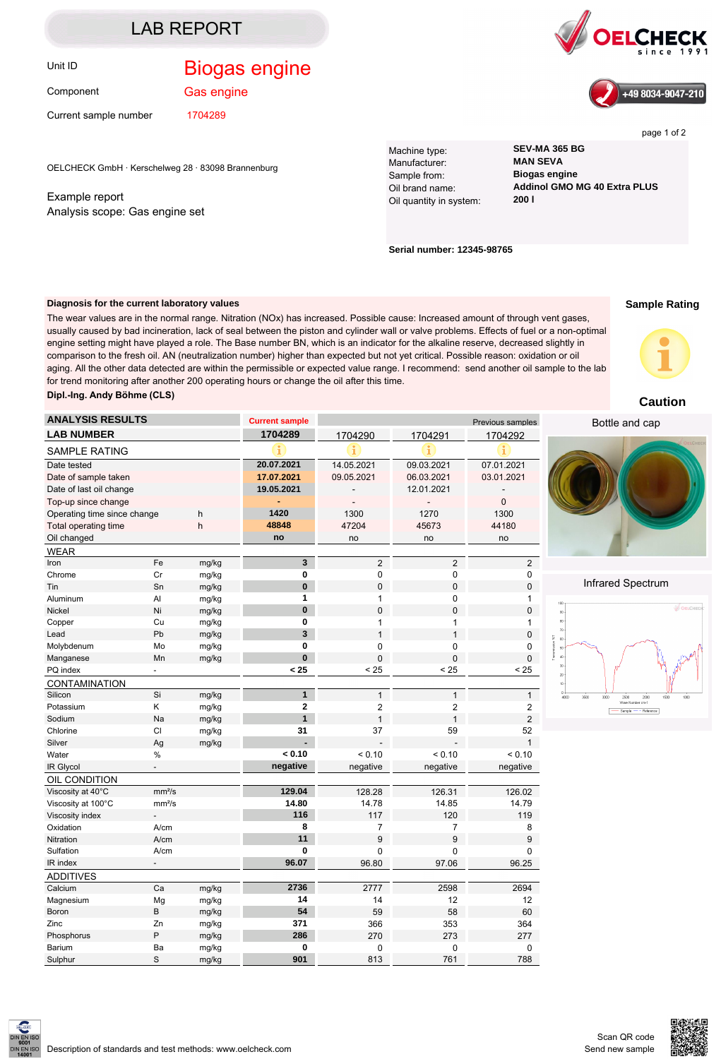# LAB REPORT

OELCHECK since 1991

+49 8034-9047-210

| | |
|---|---|
| Unit ID | Biogas engine |
| Component | Gas engine |
| Current sample number | 1704289 |

OELCHECK GmbH · Kerschelweg 28 · 83098 Brannenburg

Example report
Analysis scope: Gas engine set

| | |
|---|---|
| Machine type: | **SEV-MA 365 BG** |
| Manufacturer: | **MAN SEVA** |
| Sample from: | **Biogas engine** |
| Oil brand name: | **Addinol GMO MG 40 Extra PLUS** |
| Oil quantity in system: | **200 l** |

**Serial number: 12345-98765**

**Diagnosis for the current laboratory values**

The wear values are in the normal range. Nitration (NOx) has increased. Possible cause: Increased amount of through vent gases, usually caused by bad incineration, lack of seal between the piston and cylinder wall or valve problems. Effects of fuel or a non-optimal engine setting might have played a role. The Base number BN, which is an indicator for the alkaline reserve, decreased slightly in comparison to the fresh oil. AN (neutralization number) higher than expected but not yet critical. Possible reason: oxidation or oil aging. All the other data detected are within the permissible or expected value range. I recommend: send another oil sample to the lab for trend monitoring after another 200 operating hours or change the oil after this time.

**Dipl.-Ing. Andy Böhme (CLS)**

**Sample Rating**

**Caution**

| ANALYSIS RESULTS | | | Current sample | Previous samples | | |
|---|---|---|---|---|---|---|
| **LAB NUMBER** | | | **1704289** | 1704290 | 1704291 | 1704292 |
| SAMPLE RATING | | | i | i | i | i |
| Date tested | | | **20.07.2021** | 14.05.2021 | 09.03.2021 | 07.01.2021 |
| Date of sample taken | | | **17.07.2021** | 09.05.2021 | 06.03.2021 | 03.01.2021 |
| Date of last oil change | | | **19.05.2021** | - | 12.01.2021 | - |
| Top-up since change | | | **-** | - | - | 0 |
| Operating time since change | | h | **1420** | 1300 | 1270 | 1300 |
| Total operating time | | h | **48848** | 47204 | 45673 | 44180 |
| Oil changed | | | **no** | no | no | no |
| WEAR | | | | | | |
| Iron | Fe | mg/kg | **3** | 2 | 2 | 2 |
| Chrome | Cr | mg/kg | **0** | 0 | 0 | 0 |
| Tin | Sn | mg/kg | **0** | 0 | 0 | 0 |
| Aluminum | Al | mg/kg | **1** | 1 | 0 | 1 |
| Nickel | Ni | mg/kg | **0** | 0 | 0 | 0 |
| Copper | Cu | mg/kg | **0** | 1 | 1 | 1 |
| Lead | Pb | mg/kg | **3** | 1 | 1 | 0 |
| Molybdenum | Mo | mg/kg | **0** | 0 | 0 | 0 |
| Manganese | Mn | mg/kg | **0** | 0 | 0 | 0 |
| PQ index | - | | **< 25** | < 25 | < 25 | < 25 |
| CONTAMINATION | | | | | | |
| Silicon | Si | mg/kg | **1** | 1 | 1 | 1 |
| Potassium | K | mg/kg | **2** | 2 | 2 | 2 |
| Sodium | Na | mg/kg | **1** | 1 | 1 | 2 |
| Chlorine | Cl | mg/kg | **31** | 37 | 59 | 52 |
| Silver | Ag | mg/kg | **-** | - | - | 1 |
| Water | % | | **< 0.10** | < 0.10 | < 0.10 | < 0.10 |
| IR Glycol | - | | **negative** | negative | negative | negative |
| OIL CONDITION | | | | | | |
| Viscosity at 40°C | mm²/s | | **129.04** | 128.28 | 126.31 | 126.02 |
| Viscosity at 100°C | mm²/s | | **14.80** | 14.78 | 14.85 | 14.79 |
| Viscosity index | - | | **116** | 117 | 120 | 119 |
| Oxidation | A/cm | | **8** | 7 | 7 | 8 |
| Nitration | A/cm | | **11** | 9 | 9 | 9 |
| Sulfation | A/cm | | **0** | 0 | 0 | 0 |
| IR index | - | | **96.07** | 96.80 | 97.06 | 96.25 |
| ADDITIVES | | | | | | |
| Calcium | Ca | mg/kg | **2736** | 2777 | 2598 | 2694 |
| Magnesium | Mg | mg/kg | **14** | 14 | 12 | 12 |
| Boron | B | mg/kg | **54** | 59 | 58 | 60 |
| Zinc | Zn | mg/kg | **371** | 366 | 353 | 364 |
| Phosphorus | P | mg/kg | **286** | 270 | 273 | 277 |
| Barium | Ba | mg/kg | **0** | 0 | 0 | 0 |
| Sulphur | S | mg/kg | **901** | 813 | 761 | 788 |

Bottle and cap

Infrared Spectrum

DIN EN ISO 9001 · DIN EN ISO 14001

Description of standards and test methods: www.oelcheck.com

Scan QR code
Send new sample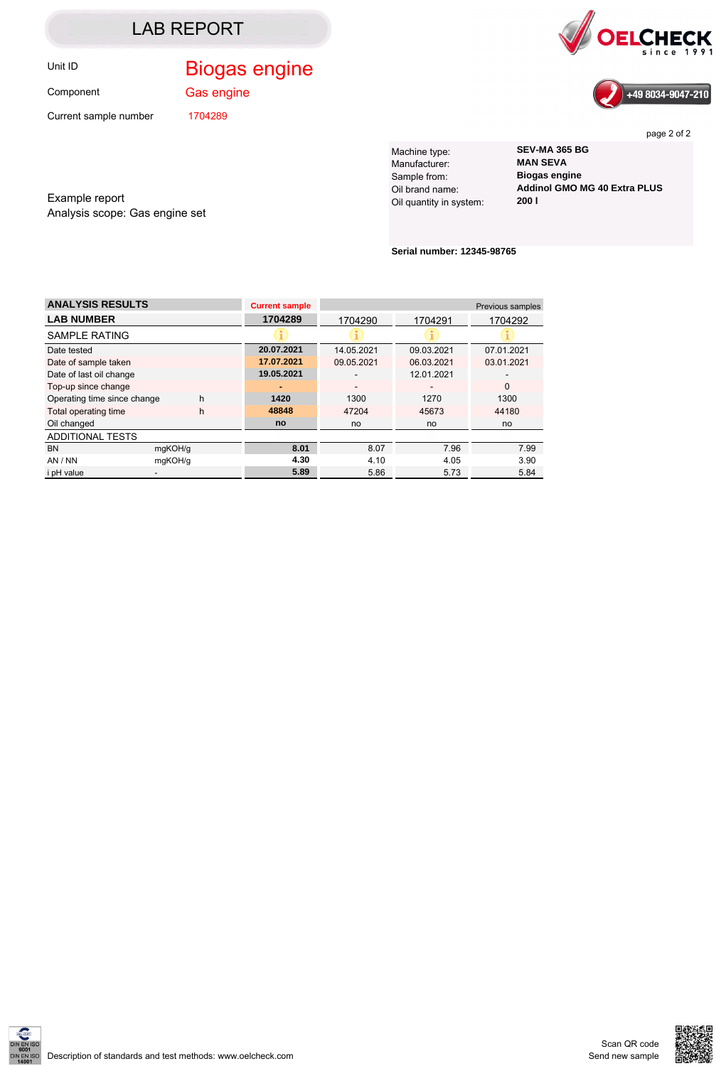# LAB REPORT

Unit ID: **Biogas engine**

Component: Gas engine

Current sample number: 1704289

OELCHECK since 1991

+49 8034-9047-210

| | |
|---|---|
| Machine type: | **SEV-MA 365 BG** |
| Manufacturer: | **MAN SEVA** |
| Sample from: | **Biogas engine** |
| Oil brand name: | **Addinol GMO MG 40 Extra PLUS** |
| Oil quantity in system: | **200 l** |

**Serial number: 12345-98765**

Example report
Analysis scope: Gas engine set

| ANALYSIS RESULTS | | Current sample | Previous samples | | |
|---|---|---|---|---|---|
| **LAB NUMBER** | | **1704289** | 1704290 | 1704291 | 1704292 |
| SAMPLE RATING | | i | i | i | i |
| Date tested | | **20.07.2021** | 14.05.2021 | 09.03.2021 | 07.01.2021 |
| Date of sample taken | | **17.07.2021** | 09.05.2021 | 06.03.2021 | 03.01.2021 |
| Date of last oil change | | **19.05.2021** | - | 12.01.2021 | - |
| Top-up since change | | **-** | - | - | 0 |
| Operating time since change | h | **1420** | 1300 | 1270 | 1300 |
| Total operating time | h | **48848** | 47204 | 45673 | 44180 |
| Oil changed | | **no** | no | no | no |
| ADDITIONAL TESTS | | | | | |
| BN | mgKOH/g | **8.01** | 8.07 | 7.96 | 7.99 |
| AN / NN | mgKOH/g | **4.30** | 4.10 | 4.05 | 3.90 |
| i pH value | - | **5.89** | 5.86 | 5.73 | 5.84 |

DIN EN ISO 9001
DIN EN ISO 14001

Description of standards and test methods: www.oelcheck.com

Scan QR code
Send new sample